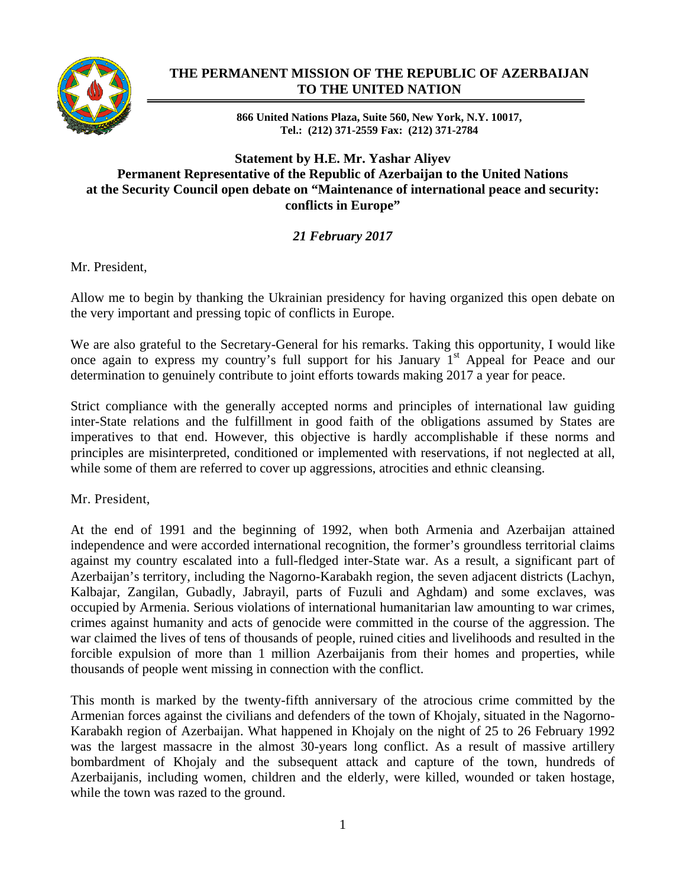# THE PERMANENT MISSION OF THE REPUBLIC OF AZERBAIJAN TO THE UNITED NATION

**866 United Nations Plaza, Suite 560, New York, N.Y. 10017,**
**Tel.: (212) 371-2559 Fax: (212) 371-2784**

## Statement by H.E. Mr. Yashar Aliyev
## Permanent Representative of the Republic of Azerbaijan to the United Nations at the Security Council open debate on "Maintenance of international peace and security: conflicts in Europe"

***21 February 2017***

Mr. President,

Allow me to begin by thanking the Ukrainian presidency for having organized this open debate on the very important and pressing topic of conflicts in Europe.

We are also grateful to the Secretary-General for his remarks. Taking this opportunity, I would like once again to express my country's full support for his January 1st Appeal for Peace and our determination to genuinely contribute to joint efforts towards making 2017 a year for peace.

Strict compliance with the generally accepted norms and principles of international law guiding inter-State relations and the fulfillment in good faith of the obligations assumed by States are imperatives to that end. However, this objective is hardly accomplishable if these norms and principles are misinterpreted, conditioned or implemented with reservations, if not neglected at all, while some of them are referred to cover up aggressions, atrocities and ethnic cleansing.

Mr. President,

At the end of 1991 and the beginning of 1992, when both Armenia and Azerbaijan attained independence and were accorded international recognition, the former's groundless territorial claims against my country escalated into a full-fledged inter-State war. As a result, a significant part of Azerbaijan's territory, including the Nagorno-Karabakh region, the seven adjacent districts (Lachyn, Kalbajar, Zangilan, Gubadly, Jabrayil, parts of Fuzuli and Aghdam) and some exclaves, was occupied by Armenia. Serious violations of international humanitarian law amounting to war crimes, crimes against humanity and acts of genocide were committed in the course of the aggression. The war claimed the lives of tens of thousands of people, ruined cities and livelihoods and resulted in the forcible expulsion of more than 1 million Azerbaijanis from their homes and properties, while thousands of people went missing in connection with the conflict.

This month is marked by the twenty-fifth anniversary of the atrocious crime committed by the Armenian forces against the civilians and defenders of the town of Khojaly, situated in the Nagorno-Karabakh region of Azerbaijan. What happened in Khojaly on the night of 25 to 26 February 1992 was the largest massacre in the almost 30-years long conflict. As a result of massive artillery bombardment of Khojaly and the subsequent attack and capture of the town, hundreds of Azerbaijanis, including women, children and the elderly, were killed, wounded or taken hostage, while the town was razed to the ground.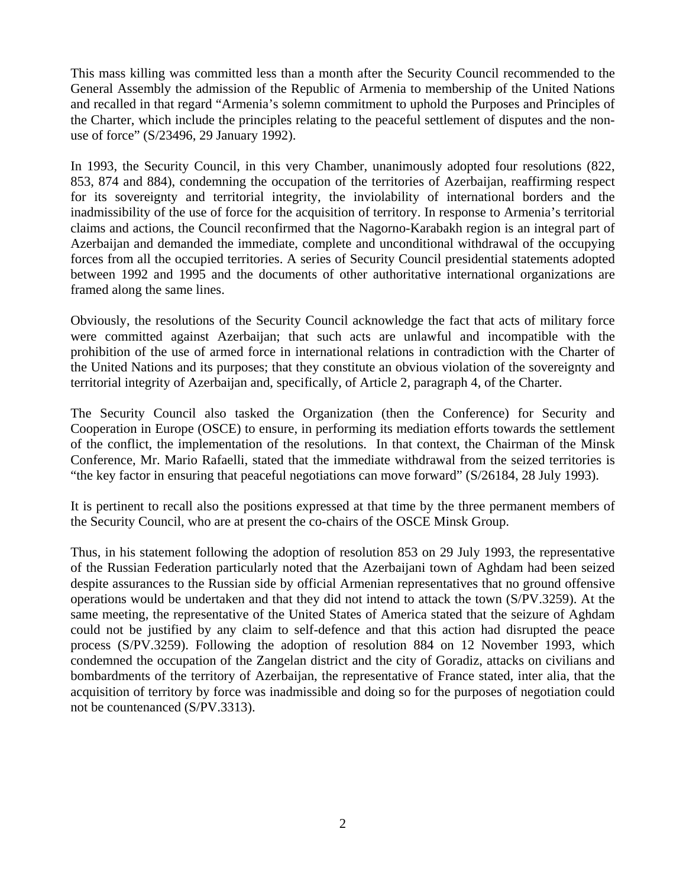This mass killing was committed less than a month after the Security Council recommended to the General Assembly the admission of the Republic of Armenia to membership of the United Nations and recalled in that regard "Armenia's solemn commitment to uphold the Purposes and Principles of the Charter, which include the principles relating to the peaceful settlement of disputes and the non-use of force" (S/23496, 29 January 1992).

In 1993, the Security Council, in this very Chamber, unanimously adopted four resolutions (822, 853, 874 and 884), condemning the occupation of the territories of Azerbaijan, reaffirming respect for its sovereignty and territorial integrity, the inviolability of international borders and the inadmissibility of the use of force for the acquisition of territory. In response to Armenia's territorial claims and actions, the Council reconfirmed that the Nagorno-Karabakh region is an integral part of Azerbaijan and demanded the immediate, complete and unconditional withdrawal of the occupying forces from all the occupied territories. A series of Security Council presidential statements adopted between 1992 and 1995 and the documents of other authoritative international organizations are framed along the same lines.

Obviously, the resolutions of the Security Council acknowledge the fact that acts of military force were committed against Azerbaijan; that such acts are unlawful and incompatible with the prohibition of the use of armed force in international relations in contradiction with the Charter of the United Nations and its purposes; that they constitute an obvious violation of the sovereignty and territorial integrity of Azerbaijan and, specifically, of Article 2, paragraph 4, of the Charter.

The Security Council also tasked the Organization (then the Conference) for Security and Cooperation in Europe (OSCE) to ensure, in performing its mediation efforts towards the settlement of the conflict, the implementation of the resolutions. In that context, the Chairman of the Minsk Conference, Mr. Mario Rafaelli, stated that the immediate withdrawal from the seized territories is "the key factor in ensuring that peaceful negotiations can move forward" (S/26184, 28 July 1993).

It is pertinent to recall also the positions expressed at that time by the three permanent members of the Security Council, who are at present the co-chairs of the OSCE Minsk Group.

Thus, in his statement following the adoption of resolution 853 on 29 July 1993, the representative of the Russian Federation particularly noted that the Azerbaijani town of Aghdam had been seized despite assurances to the Russian side by official Armenian representatives that no ground offensive operations would be undertaken and that they did not intend to attack the town (S/PV.3259). At the same meeting, the representative of the United States of America stated that the seizure of Aghdam could not be justified by any claim to self-defence and that this action had disrupted the peace process (S/PV.3259). Following the adoption of resolution 884 on 12 November 1993, which condemned the occupation of the Zangelan district and the city of Goradiz, attacks on civilians and bombardments of the territory of Azerbaijan, the representative of France stated, inter alia, that the acquisition of territory by force was inadmissible and doing so for the purposes of negotiation could not be countenanced (S/PV.3313).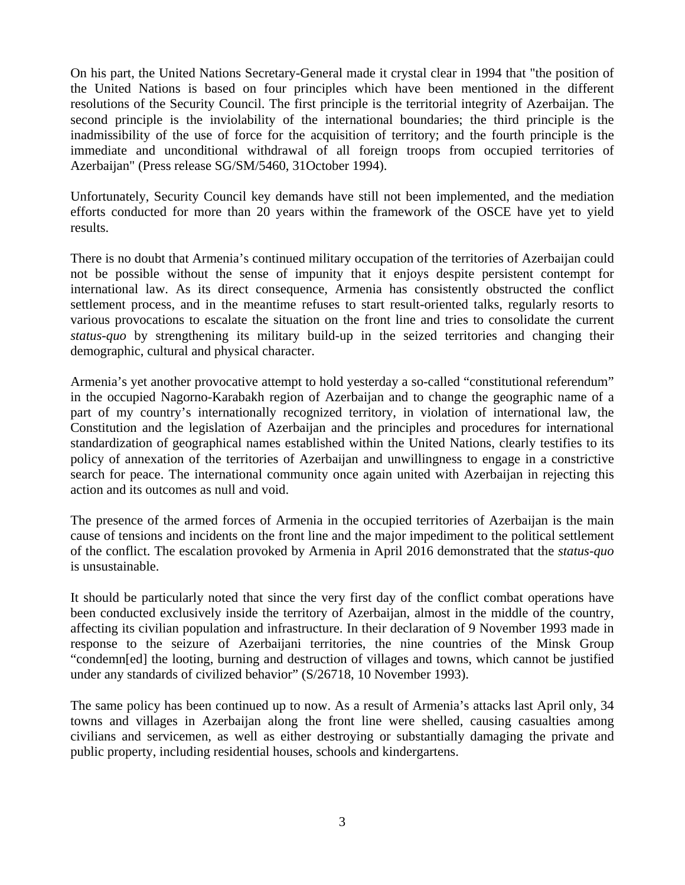On his part, the United Nations Secretary-General made it crystal clear in 1994 that "the position of the United Nations is based on four principles which have been mentioned in the different resolutions of the Security Council. The first principle is the territorial integrity of Azerbaijan. The second principle is the inviolability of the international boundaries; the third principle is the inadmissibility of the use of force for the acquisition of territory; and the fourth principle is the immediate and unconditional withdrawal of all foreign troops from occupied territories of Azerbaijan" (Press release SG/SM/5460, 31October 1994).

Unfortunately, Security Council key demands have still not been implemented, and the mediation efforts conducted for more than 20 years within the framework of the OSCE have yet to yield results.

There is no doubt that Armenia's continued military occupation of the territories of Azerbaijan could not be possible without the sense of impunity that it enjoys despite persistent contempt for international law. As its direct consequence, Armenia has consistently obstructed the conflict settlement process, and in the meantime refuses to start result-oriented talks, regularly resorts to various provocations to escalate the situation on the front line and tries to consolidate the current *status-quo* by strengthening its military build-up in the seized territories and changing their demographic, cultural and physical character.

Armenia's yet another provocative attempt to hold yesterday a so-called "constitutional referendum" in the occupied Nagorno-Karabakh region of Azerbaijan and to change the geographic name of a part of my country's internationally recognized territory, in violation of international law, the Constitution and the legislation of Azerbaijan and the principles and procedures for international standardization of geographical names established within the United Nations, clearly testifies to its policy of annexation of the territories of Azerbaijan and unwillingness to engage in a constrictive search for peace. The international community once again united with Azerbaijan in rejecting this action and its outcomes as null and void.

The presence of the armed forces of Armenia in the occupied territories of Azerbaijan is the main cause of tensions and incidents on the front line and the major impediment to the political settlement of the conflict. The escalation provoked by Armenia in April 2016 demonstrated that the *status-quo* is unsustainable.

It should be particularly noted that since the very first day of the conflict combat operations have been conducted exclusively inside the territory of Azerbaijan, almost in the middle of the country, affecting its civilian population and infrastructure. In their declaration of 9 November 1993 made in response to the seizure of Azerbaijani territories, the nine countries of the Minsk Group "condemn[ed] the looting, burning and destruction of villages and towns, which cannot be justified under any standards of civilized behavior" (S/26718, 10 November 1993).

The same policy has been continued up to now. As a result of Armenia's attacks last April only, 34 towns and villages in Azerbaijan along the front line were shelled, causing casualties among civilians and servicemen, as well as either destroying or substantially damaging the private and public property, including residential houses, schools and kindergartens.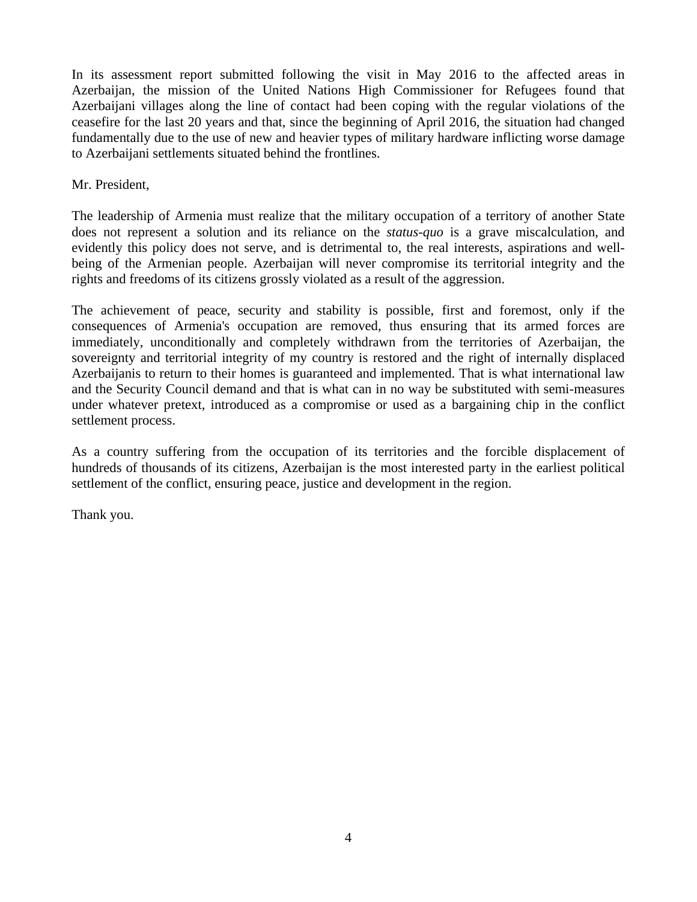In its assessment report submitted following the visit in May 2016 to the affected areas in Azerbaijan, the mission of the United Nations High Commissioner for Refugees found that Azerbaijani villages along the line of contact had been coping with the regular violations of the ceasefire for the last 20 years and that, since the beginning of April 2016, the situation had changed fundamentally due to the use of new and heavier types of military hardware inflicting worse damage to Azerbaijani settlements situated behind the frontlines.

Mr. President,

The leadership of Armenia must realize that the military occupation of a territory of another State does not represent a solution and its reliance on the *status-quo* is a grave miscalculation, and evidently this policy does not serve, and is detrimental to, the real interests, aspirations and well-being of the Armenian people. Azerbaijan will never compromise its territorial integrity and the rights and freedoms of its citizens grossly violated as a result of the aggression.

The achievement of peace, security and stability is possible, first and foremost, only if the consequences of Armenia's occupation are removed, thus ensuring that its armed forces are immediately, unconditionally and completely withdrawn from the territories of Azerbaijan, the sovereignty and territorial integrity of my country is restored and the right of internally displaced Azerbaijanis to return to their homes is guaranteed and implemented. That is what international law and the Security Council demand and that is what can in no way be substituted with semi-measures under whatever pretext, introduced as a compromise or used as a bargaining chip in the conflict settlement process.

As a country suffering from the occupation of its territories and the forcible displacement of hundreds of thousands of its citizens, Azerbaijan is the most interested party in the earliest political settlement of the conflict, ensuring peace, justice and development in the region.

Thank you.